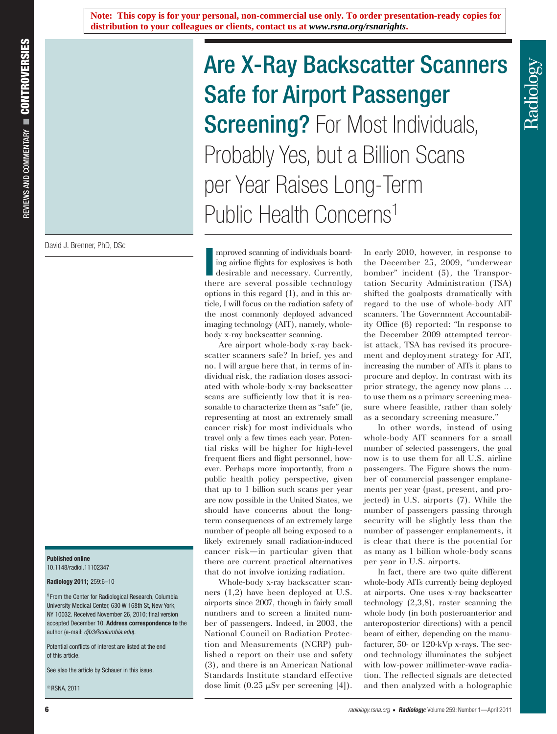**Note: This copy is for your personal, non-commercial use only. To order presentation-ready copies for distribution to your colleagues or clients, contact us at *www.rsna.org/rsnarights*.**

# Are X-Ray Backscatter Scanners Safe for Airport Passenger Screening? For Most Individuals, Probably Yes, but a Billion Scans per Year Raises Long-Term Public Health Concerns[1]

David J. Brenner, PhD, DSc

**Published online**
10.1148/radiol.11102347

**Radiology 2011;** 259:6–10

[1] From the Center for Radiological Research, Columbia University Medical Center, 630 W 168th St, New York, NY 10032. Received November 26, 2010; final version accepted December 10. **Address correspondence to** the author (e-mail: *djb3@columbia.edu*).

Potential conflicts of interest are listed at the end of this article.

See also the article by Schauer in this issue.

© RSNA, 2011

Improved scanning of individuals boarding airline flights for explosives is both desirable and necessary. Currently, there are several possible technology options in this regard (1), and in this article, I will focus on the radiation safety of the most commonly deployed advanced imaging technology (AIT), namely, whole-body x-ray backscatter scanning.

Are airport whole-body x-ray backscatter scanners safe? In brief, yes and no. I will argue here that, in terms of individual risk, the radiation doses associated with whole-body x-ray backscatter scans are sufficiently low that it is reasonable to characterize them as "safe" (ie, representing at most an extremely small cancer risk) for most individuals who travel only a few times each year. Potential risks will be higher for high-level frequent fliers and flight personnel, however. Perhaps more importantly, from a public health policy perspective, given that up to 1 billion such scans per year are now possible in the United States, we should have concerns about the long-term consequences of an extremely large number of people all being exposed to a likely extremely small radiation-induced cancer risk—in particular given that there are current practical alternatives that do not involve ionizing radiation.

Whole-body x-ray backscatter scanners (1,2) have been deployed at U.S. airports since 2007, though in fairly small numbers and to screen a limited number of passengers. Indeed, in 2003, the National Council on Radiation Protection and Measurements (NCRP) published a report on their use and safety (3), and there is an American National Standards Institute standard effective dose limit (0.25 μSv per screening [4]). In early 2010, however, in response to the December 25, 2009, "underwear bomber" incident (5), the Transportation Security Administration (TSA) shifted the goalposts dramatically with regard to the use of whole-body AIT scanners. The Government Accountability Office (6) reported: "In response to the December 2009 attempted terrorist attack, TSA has revised its procurement and deployment strategy for AIT, increasing the number of AITs it plans to procure and deploy. In contrast with its prior strategy, the agency now plans … to use them as a primary screening measure where feasible, rather than solely as a secondary screening measure."

In other words, instead of using whole-body AIT scanners for a small number of selected passengers, the goal now is to use them for all U.S. airline passengers. The Figure shows the number of commercial passenger emplanements per year (past, present, and projected) in U.S. airports (7). While the number of passengers passing through security will be slightly less than the number of passenger emplanements, it is clear that there is the potential for as many as 1 billion whole-body scans per year in U.S. airports.

In fact, there are two quite different whole-body AITs currently being deployed at airports. One uses x-ray backscatter technology (2,3,8), raster scanning the whole body (in both posteroanterior and anteroposterior directions) with a pencil beam of either, depending on the manufacturer, 50- or 120-kVp x-rays. The second technology illuminates the subject with low-power millimeter-wave radiation. The reflected signals are detected and then analyzed with a holographic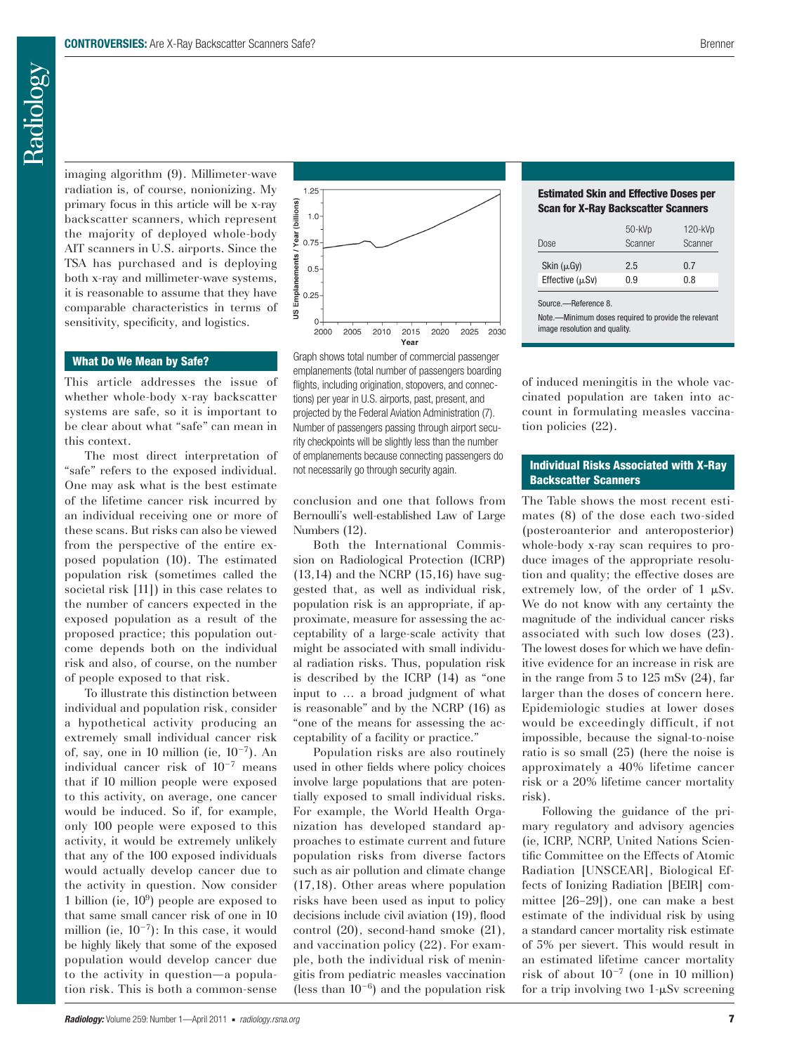imaging algorithm (9). Millimeter-wave radiation is, of course, nonionizing. My primary focus in this article will be x-ray backscatter scanners, which represent the majority of deployed whole-body AIT scanners in U.S. airports. Since the TSA has purchased and is deploying both x-ray and millimeter-wave systems, it is reasonable to assume that they have comparable characteristics in terms of sensitivity, specificity, and logistics.

## What Do We Mean by Safe?

This article addresses the issue of whether whole-body x-ray backscatter systems are safe, so it is important to be clear about what "safe" can mean in this context.

The most direct interpretation of "safe" refers to the exposed individual. One may ask what is the best estimate of the lifetime cancer risk incurred by an individual receiving one or more of these scans. But risks can also be viewed from the perspective of the entire exposed population (10). The estimated population risk (sometimes called the societal risk [11]) in this case relates to the number of cancers expected in the exposed population as a result of the proposed practice; this population outcome depends both on the individual risk and also, of course, on the number of people exposed to that risk.

To illustrate this distinction between individual and population risk, consider a hypothetical activity producing an extremely small individual cancer risk of, say, one in 10 million (ie, $10^{-7}$). An individual cancer risk of $10^{-7}$ means that if 10 million people were exposed to this activity, on average, one cancer would be induced. So if, for example, only 100 people were exposed to this activity, it would be extremely unlikely that any of the 100 exposed individuals would actually develop cancer due to the activity in question. Now consider 1 billion (ie, $10^{9}$) people are exposed to that same small cancer risk of one in 10 million (ie, $10^{-7}$): In this case, it would be highly likely that some of the exposed population would develop cancer due to the activity in question—a population risk. This is both a common-sense conclusion and one that follows from Bernoulli's well-established Law of Large Numbers (12).

Graph shows total number of commercial passenger emplanements (total number of passengers boarding flights, including origination, stopovers, and connections) per year in U.S. airports, past, present, and projected by the Federal Aviation Administration (7). Number of passengers passing through airport security checkpoints will be slightly less than the number of emplanements because connecting passengers do not necessarily go through security again.

Both the International Commission on Radiological Protection (ICRP) (13,14) and the NCRP (15,16) have suggested that, as well as individual risk, population risk is an appropriate, if approximate, measure for assessing the acceptability of a large-scale activity that might be associated with small individual radiation risks. Thus, population risk is described by the ICRP (14) as "one input to … a broad judgment of what is reasonable" and by the NCRP (16) as "one of the means for assessing the acceptability of a facility or practice."

Population risks are also routinely used in other fields where policy choices involve large populations that are potentially exposed to small individual risks. For example, the World Health Organization has developed standard approaches to estimate current and future population risks from diverse factors such as air pollution and climate change (17,18). Other areas where population risks have been used as input to policy decisions include civil aviation (19), flood control (20), second-hand smoke (21), and vaccination policy (22). For example, both the individual risk of meningitis from pediatric measles vaccination (less than $10^{-6}$) and the population risk of induced meningitis in the whole vaccinated population are taken into account in formulating measles vaccination policies (22).

**Estimated Skin and Effective Doses per Scan for X-Ray Backscatter Scanners**

| Dose | 50-kVp Scanner | 120-kVp Scanner |
|---|---|---|
| Skin (μGy) | 2.5 | 0.7 |
| Effective (μSv) | 0.9 | 0.8 |

Source.—Reference 8.

Note.—Minimum doses required to provide the relevant image resolution and quality.

## Individual Risks Associated with X-Ray Backscatter Scanners

The Table shows the most recent estimates (8) of the dose each two-sided (posteroanterior and anteroposterior) whole-body x-ray scan requires to produce images of the appropriate resolution and quality; the effective doses are extremely low, of the order of 1 μSv. We do not know with any certainty the magnitude of the individual cancer risks associated with such low doses (23). The lowest doses for which we have definitive evidence for an increase in risk are in the range from 5 to 125 mSv (24), far larger than the doses of concern here. Epidemiologic studies at lower doses would be exceedingly difficult, if not impossible, because the signal-to-noise ratio is so small (25) (here the noise is approximately a 40% lifetime cancer risk or a 20% lifetime cancer mortality risk).

Following the guidance of the primary regulatory and advisory agencies (ie, ICRP, NCRP, United Nations Scientific Committee on the Effects of Atomic Radiation [UNSCEAR], Biological Effects of Ionizing Radiation [BEIR] committee [26–29]), one can make a best estimate of the individual risk by using a standard cancer mortality risk estimate of 5% per sievert. This would result in an estimated lifetime cancer mortality risk of about $10^{-7}$ (one in 10 million) for a trip involving two 1-μSv screening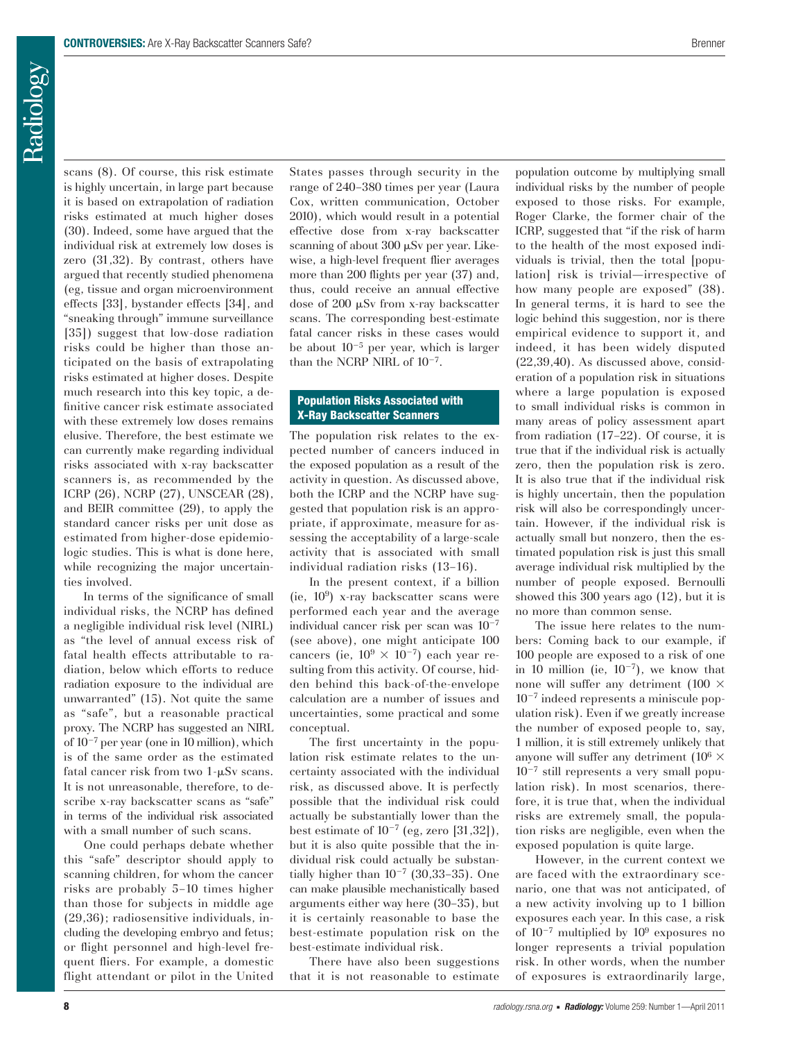scans (8). Of course, this risk estimate is highly uncertain, in large part because it is based on extrapolation of radiation risks estimated at much higher doses (30). Indeed, some have argued that the individual risk at extremely low doses is zero (31,32). By contrast, others have argued that recently studied phenomena (eg, tissue and organ microenvironment effects [33], bystander effects [34], and "sneaking through" immune surveillance [35]) suggest that low-dose radiation risks could be higher than those anticipated on the basis of extrapolating risks estimated at higher doses. Despite much research into this key topic, a definitive cancer risk estimate associated with these extremely low doses remains elusive. Therefore, the best estimate we can currently make regarding individual risks associated with x-ray backscatter scanners is, as recommended by the ICRP (26), NCRP (27), UNSCEAR (28), and BEIR committee (29), to apply the standard cancer risks per unit dose as estimated from higher-dose epidemiologic studies. This is what is done here, while recognizing the major uncertainties involved.

In terms of the significance of small individual risks, the NCRP has defined a negligible individual risk level (NIRL) as "the level of annual excess risk of fatal health effects attributable to radiation, below which efforts to reduce radiation exposure to the individual are unwarranted" (15). Not quite the same as "safe", but a reasonable practical proxy. The NCRP has suggested an NIRL of $10^{-7}$ per year (one in 10 million), which is of the same order as the estimated fatal cancer risk from two 1-μSv scans. It is not unreasonable, therefore, to describe x-ray backscatter scans as "safe" in terms of the individual risk associated with a small number of such scans.

One could perhaps debate whether this "safe" descriptor should apply to scanning children, for whom the cancer risks are probably 5–10 times higher than those for subjects in middle age (29,36); radiosensitive individuals, including the developing embryo and fetus; or flight personnel and high-level frequent fliers. For example, a domestic flight attendant or pilot in the United States passes through security in the range of 240–380 times per year (Laura Cox, written communication, October 2010), which would result in a potential effective dose from x-ray backscatter scanning of about 300 μSv per year. Likewise, a high-level frequent flier averages more than 200 flights per year (37) and, thus, could receive an annual effective dose of 200 μSv from x-ray backscatter scans. The corresponding best-estimate fatal cancer risks in these cases would be about $10^{-5}$ per year, which is larger than the NCRP NIRL of $10^{-7}$.

## Population Risks Associated with X-Ray Backscatter Scanners

The population risk relates to the expected number of cancers induced in the exposed population as a result of the activity in question. As discussed above, both the ICRP and the NCRP have suggested that population risk is an appropriate, if approximate, measure for assessing the acceptability of a large-scale activity that is associated with small individual radiation risks (13–16).

In the present context, if a billion (ie, $10^9$) x-ray backscatter scans were performed each year and the average individual cancer risk per scan was $10^{-7}$ (see above), one might anticipate 100 cancers (ie, $10^9 \times 10^{-7}$) each year resulting from this activity. Of course, hidden behind this back-of-the-envelope calculation are a number of issues and uncertainties, some practical and some conceptual.

The first uncertainty in the population risk estimate relates to the uncertainty associated with the individual risk, as discussed above. It is perfectly possible that the individual risk could actually be substantially lower than the best estimate of $10^{-7}$ (eg, zero [31,32]), but it is also quite possible that the individual risk could actually be substantially higher than $10^{-7}$ (30,33–35). One can make plausible mechanistically based arguments either way here (30–35), but it is certainly reasonable to base the best-estimate population risk on the best-estimate individual risk.

There have also been suggestions that it is not reasonable to estimate population outcome by multiplying small individual risks by the number of people exposed to those risks. For example, Roger Clarke, the former chair of the ICRP, suggested that "if the risk of harm to the health of the most exposed individuals is trivial, then the total [population] risk is trivial—irrespective of how many people are exposed" (38). In general terms, it is hard to see the logic behind this suggestion, nor is there empirical evidence to support it, and indeed, it has been widely disputed (22,39,40). As discussed above, consideration of a population risk in situations where a large population is exposed to small individual risks is common in many areas of policy assessment apart from radiation (17–22). Of course, it is true that if the individual risk is actually zero, then the population risk is zero. It is also true that if the individual risk is highly uncertain, then the population risk will also be correspondingly uncertain. However, if the individual risk is actually small but nonzero, then the estimated population risk is just this small average individual risk multiplied by the number of people exposed. Bernoulli showed this 300 years ago (12), but it is no more than common sense.

The issue here relates to the numbers: Coming back to our example, if 100 people are exposed to a risk of one in 10 million (ie, $10^{-7}$), we know that none will suffer any detriment ($100 \times 10^{-7}$ indeed represents a miniscule population risk). Even if we greatly increase the number of exposed people to, say, 1 million, it is still extremely unlikely that anyone will suffer any detriment ($10^6 \times 10^{-7}$ still represents a very small population risk). In most scenarios, therefore, it is true that, when the individual risks are extremely small, the population risks are negligible, even when the exposed population is quite large.

However, in the current context we are faced with the extraordinary scenario, one that was not anticipated, of a new activity involving up to 1 billion exposures each year. In this case, a risk of $10^{-7}$ multiplied by $10^9$ exposures no longer represents a trivial population risk. In other words, when the number of exposures is extraordinarily large,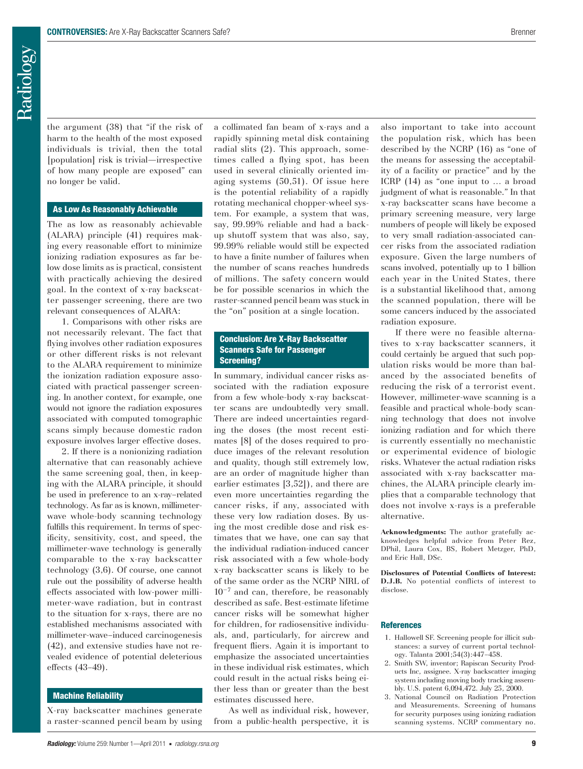the argument (38) that "if the risk of harm to the health of the most exposed individuals is trivial, then the total [population] risk is trivial—irrespective of how many people are exposed" can no longer be valid.

## As Low As Reasonably Achievable

The as low as reasonably achievable (ALARA) principle (41) requires making every reasonable effort to minimize ionizing radiation exposures as far below dose limits as is practical, consistent with practically achieving the desired goal. In the context of x-ray backscatter passenger screening, there are two relevant consequences of ALARA:

1. Comparisons with other risks are not necessarily relevant. The fact that flying involves other radiation exposures or other different risks is not relevant to the ALARA requirement to minimize the ionization radiation exposure associated with practical passenger screening. In another context, for example, one would not ignore the radiation exposures associated with computed tomographic scans simply because domestic radon exposure involves larger effective doses.

2. If there is a nonionizing radiation alternative that can reasonably achieve the same screening goal, then, in keeping with the ALARA principle, it should be used in preference to an x-ray–related technology. As far as is known, millimeter-wave whole-body scanning technology fulfills this requirement. In terms of specificity, sensitivity, cost, and speed, the millimeter-wave technology is generally comparable to the x-ray backscatter technology (3,6). Of course, one cannot rule out the possibility of adverse health effects associated with low-power millimeter-wave radiation, but in contrast to the situation for x-rays, there are no established mechanisms associated with millimeter-wave–induced carcinogenesis (42), and extensive studies have not revealed evidence of potential deleterious effects (43–49).

## Machine Reliability

X-ray backscatter machines generate a raster-scanned pencil beam by using a collimated fan beam of x-rays and a rapidly spinning metal disk containing radial slits (2). This approach, sometimes called a flying spot, has been used in several clinically oriented imaging systems (50,51). Of issue here is the potential reliability of a rapidly rotating mechanical chopper-wheel system. For example, a system that was, say, 99.99% reliable and had a backup shutoff system that was also, say, 99.99% reliable would still be expected to have a finite number of failures when the number of scans reaches hundreds of millions. The safety concern would be for possible scenarios in which the raster-scanned pencil beam was stuck in the "on" position at a single location.

## Conclusion: Are X-Ray Backscatter Scanners Safe for Passenger Screening?

In summary, individual cancer risks associated with the radiation exposure from a few whole-body x-ray backscatter scans are undoubtedly very small. There are indeed uncertainties regarding the doses (the most recent estimates [8] of the doses required to produce images of the relevant resolution and quality, though still extremely low, are an order of magnitude higher than earlier estimates [3,52]), and there are even more uncertainties regarding the cancer risks, if any, associated with these very low radiation doses. By using the most credible dose and risk estimates that we have, one can say that the individual radiation-induced cancer risk associated with a few whole-body x-ray backscatter scans is likely to be of the same order as the NCRP NIRL of $10^{-7}$ and can, therefore, be reasonably described as safe. Best-estimate lifetime cancer risks will be somewhat higher for children, for radiosensitive individuals, and, particularly, for aircrew and frequent fliers. Again it is important to emphasize the associated uncertainties in these individual risk estimates, which could result in the actual risks being either less than or greater than the best estimates discussed here.

As well as individual risk, however, from a public-health perspective, it is also important to take into account the population risk, which has been described by the NCRP (16) as "one of the means for assessing the acceptability of a facility or practice" and by the ICRP (14) as "one input to … a broad judgment of what is reasonable." In that x-ray backscatter scans have become a primary screening measure, very large numbers of people will likely be exposed to very small radiation-associated cancer risks from the associated radiation exposure. Given the large numbers of scans involved, potentially up to 1 billion each year in the United States, there is a substantial likelihood that, among the scanned population, there will be some cancers induced by the associated radiation exposure.

If there were no feasible alternatives to x-ray backscatter scanners, it could certainly be argued that such population risks would be more than balanced by the associated benefits of reducing the risk of a terrorist event. However, millimeter-wave scanning is a feasible and practical whole-body scanning technology that does not involve ionizing radiation and for which there is currently essentially no mechanistic or experimental evidence of biologic risks. Whatever the actual radiation risks associated with x-ray backscatter machines, the ALARA principle clearly implies that a comparable technology that does not involve x-rays is a preferable alternative.

**Acknowledgments:** The author gratefully acknowledges helpful advice from Peter Rez, DPhil, Laura Cox, BS, Robert Metzger, PhD, and Eric Hall, DSc.

**Disclosures of Potential Conflicts of Interest:** **D.J.B.** No potential conflicts of interest to disclose.

## References

1. Hallowell SF. Screening people for illicit substances: a survey of current portal technology. Talanta 2001;54(3):447–458.
2. Smith SW, inventor; Rapiscan Security Products Inc, assignee. X-ray backscatter imaging system including moving body tracking assembly. U.S. patent 6,094,472. July 25, 2000.
3. National Council on Radiation Protection and Measurements. Screening of humans for security purposes using ionizing radiation scanning systems. NCRP commentary no.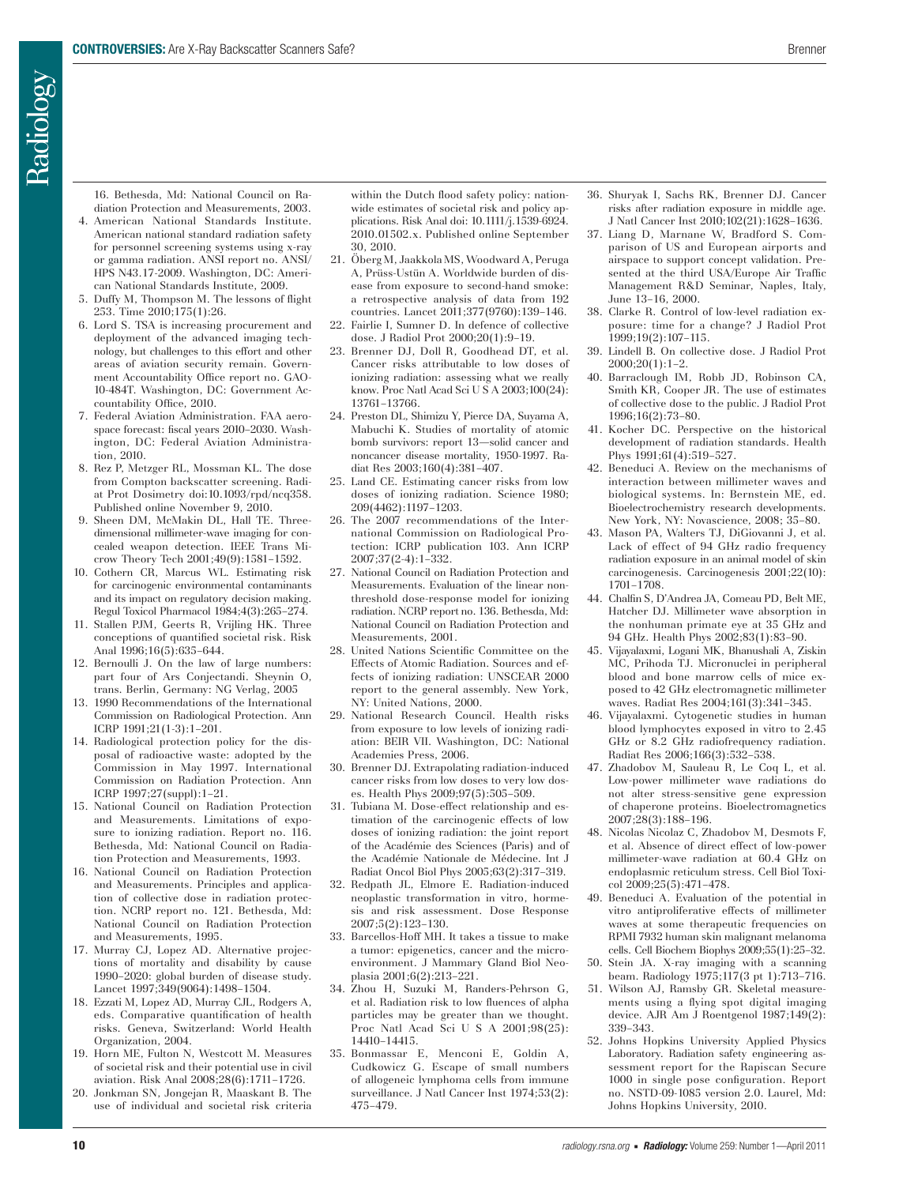16. Bethesda, Md: National Council on Radiation Protection and Measurements, 2003.

4. American National Standards Institute. American national standard radiation safety for personnel screening systems using x-ray or gamma radiation. ANSI report no. ANSI/HPS N43.17-2009. Washington, DC: American National Standards Institute, 2009.
5. Duffy M, Thompson M. The lessons of flight 253. Time 2010;175(1):26.
6. Lord S. TSA is increasing procurement and deployment of the advanced imaging technology, but challenges to this effort and other areas of aviation security remain. Government Accountability Office report no. GAO-10-484T. Washington, DC: Government Accountability Office, 2010.
7. Federal Aviation Administration. FAA aerospace forecast: fiscal years 2010–2030. Washington, DC: Federal Aviation Administration, 2010.
8. Rez P, Metzger RL, Mossman KL. The dose from Compton backscatter screening. Radiat Prot Dosimetry doi:10.1093/rpd/ncq358. Published online November 9, 2010.
9. Sheen DM, McMakin DL, Hall TE. Three-dimensional millimeter-wave imaging for concealed weapon detection. IEEE Trans Microw Theory Tech 2001;49(9):1581–1592.
10. Cothern CR, Marcus WL. Estimating risk for carcinogenic environmental contaminants and its impact on regulatory decision making. Regul Toxicol Pharmacol 1984;4(3):265–274.
11. Stallen PJM, Geerts R, Vrijling HK. Three conceptions of quantified societal risk. Risk Anal 1996;16(5):635–644.
12. Bernoulli J. On the law of large numbers: part four of Ars Conjectandi. Sheynin O, trans. Berlin, Germany: NG Verlag, 2005
13. 1990 Recommendations of the International Commission on Radiological Protection. Ann ICRP 1991;21(1-3):1–201.
14. Radiological protection policy for the disposal of radioactive waste: adopted by the Commission in May 1997. International Commission on Radiation Protection. Ann ICRP 1997;27(suppl):1–21.
15. National Council on Radiation Protection and Measurements. Limitations of exposure to ionizing radiation. Report no. 116. Bethesda, Md: National Council on Radiation Protection and Measurements, 1993.
16. National Council on Radiation Protection and Measurements. Principles and application of collective dose in radiation protection. NCRP report no. 121. Bethesda, Md: National Council on Radiation Protection and Measurements, 1995.
17. Murray CJ, Lopez AD. Alternative projections of mortality and disability by cause 1990–2020: global burden of disease study. Lancet 1997;349(9064):1498–1504.
18. Ezzati M, Lopez AD, Murray CJL, Rodgers A, eds. Comparative quantification of health risks. Geneva, Switzerland: World Health Organization, 2004.
19. Horn ME, Fulton N, Westcott M. Measures of societal risk and their potential use in civil aviation. Risk Anal 2008;28(6):1711–1726.
20. Jonkman SN, Jongejan R, Maaskant B. The use of individual and societal risk criteria within the Dutch flood safety policy: nationwide estimates of societal risk and policy applications. Risk Anal doi: 10.1111/j.1539-6924.2010.01502.x. Published online September 30, 2010.
21. Öberg M, Jaakkola MS, Woodward A, Peruga A, Prüss-Ustün A. Worldwide burden of disease from exposure to second-hand smoke: a retrospective analysis of data from 192 countries. Lancet 2011;377(9760):139–146.
22. Fairlie I, Sumner D. In defence of collective dose. J Radiol Prot 2000;20(1):9–19.
23. Brenner DJ, Doll R, Goodhead DT, et al. Cancer risks attributable to low doses of ionizing radiation: assessing what we really know. Proc Natl Acad Sci U S A 2003;100(24):13761–13766.
24. Preston DL, Shimizu Y, Pierce DA, Suyama A, Mabuchi K. Studies of mortality of atomic bomb survivors: report 13—solid cancer and noncancer disease mortality, 1950-1997. Radiat Res 2003;160(4):381–407.
25. Land CE. Estimating cancer risks from low doses of ionizing radiation. Science 1980;209(4462):1197–1203.
26. The 2007 recommendations of the International Commission on Radiological Protection: ICRP publication 103. Ann ICRP 2007;37(2-4):1–332.
27. National Council on Radiation Protection and Measurements. Evaluation of the linear nonthreshold dose-response model for ionizing radiation. NCRP report no. 136. Bethesda, Md: National Council on Radiation Protection and Measurements, 2001.
28. United Nations Scientific Committee on the Effects of Atomic Radiation. Sources and effects of ionizing radiation: UNSCEAR 2000 report to the general assembly. New York, NY: United Nations, 2000.
29. National Research Council. Health risks from exposure to low levels of ionizing radiation: BEIR VII. Washington, DC: National Academies Press, 2006.
30. Brenner DJ. Extrapolating radiation-induced cancer risks from low doses to very low doses. Health Phys 2009;97(5):505–509.
31. Tubiana M. Dose-effect relationship and estimation of the carcinogenic effects of low doses of ionizing radiation: the joint report of the Académie des Sciences (Paris) and of the Académie Nationale de Médecine. Int J Radiat Oncol Biol Phys 2005;63(2):317–319.
32. Redpath JL, Elmore E. Radiation-induced neoplastic transformation in vitro, hormesis and risk assessment. Dose Response 2007;5(2):123–130.
33. Barcellos-Hoff MH. It takes a tissue to make a tumor: epigenetics, cancer and the microenvironment. J Mammary Gland Biol Neoplasia 2001;6(2):213–221.
34. Zhou H, Suzuki M, Randers-Pehrson G, et al. Radiation risk to low fluences of alpha particles may be greater than we thought. Proc Natl Acad Sci U S A 2001;98(25):14410–14415.
35. Bonmassar E, Menconi E, Goldin A, Cudkowicz G. Escape of small numbers of allogeneic lymphoma cells from immune surveillance. J Natl Cancer Inst 1974;53(2):475–479.
36. Shuryak I, Sachs RK, Brenner DJ. Cancer risks after radiation exposure in middle age. J Natl Cancer Inst 2010;102(21):1628–1636.
37. Liang D, Marnane W, Bradford S. Comparison of US and European airports and airspace to support concept validation. Presented at the third USA/Europe Air Traffic Management R&D Seminar, Naples, Italy, June 13–16, 2000.
38. Clarke R. Control of low-level radiation exposure: time for a change? J Radiol Prot 1999;19(2):107–115.
39. Lindell B. On collective dose. J Radiol Prot 2000;20(1):1–2.
40. Barraclough IM, Robb JD, Robinson CA, Smith KR, Cooper JR. The use of estimates of collective dose to the public. J Radiol Prot 1996;16(2):73–80.
41. Kocher DC. Perspective on the historical development of radiation standards. Health Phys 1991;61(4):519–527.
42. Beneduci A. Review on the mechanisms of interaction between millimeter waves and biological systems. In: Bernstein ME, ed. Bioelectrochemistry research developments. New York, NY: Novascience, 2008; 35–80.
43. Mason PA, Walters TJ, DiGiovanni J, et al. Lack of effect of 94 GHz radio frequency radiation exposure in an animal model of skin carcinogenesis. Carcinogenesis 2001;22(10):1701–1708.
44. Chalfin S, D'Andrea JA, Comeau PD, Belt ME, Hatcher DJ. Millimeter wave absorption in the nonhuman primate eye at 35 GHz and 94 GHz. Health Phys 2002;83(1):83–90.
45. Vijayalaxmi, Logani MK, Bhanushali A, Ziskin MC, Prihoda TJ. Micronuclei in peripheral blood and bone marrow cells of mice exposed to 42 GHz electromagnetic millimeter waves. Radiat Res 2004;161(3):341–345.
46. Vijayalaxmi. Cytogenetic studies in human blood lymphocytes exposed in vitro to 2.45 GHz or 8.2 GHz radiofrequency radiation. Radiat Res 2006;166(3):532–538.
47. Zhadobov M, Sauleau R, Le Coq L, et al. Low-power millimeter wave radiations do not alter stress-sensitive gene expression of chaperone proteins. Bioelectromagnetics 2007;28(3):188–196.
48. Nicolas Nicolaz C, Zhadobov M, Desmots F, et al. Absence of direct effect of low-power millimeter-wave radiation at 60.4 GHz on endoplasmic reticulum stress. Cell Biol Toxicol 2009;25(5):471–478.
49. Beneduci A. Evaluation of the potential in vitro antiproliferative effects of millimeter waves at some therapeutic frequencies on RPMI 7932 human skin malignant melanoma cells. Cell Biochem Biophys 2009;55(1):25–32.
50. Stein JA. X-ray imaging with a scanning beam. Radiology 1975;117(3 pt 1):713–716.
51. Wilson AJ, Ramsby GR. Skeletal measurements using a flying spot digital imaging device. AJR Am J Roentgenol 1987;149(2):339–343.
52. Johns Hopkins University Applied Physics Laboratory. Radiation safety engineering assessment report for the Rapiscan Secure 1000 in single pose configuration. Report no. NSTD-09-1085 version 2.0. Laurel, Md: Johns Hopkins University, 2010.